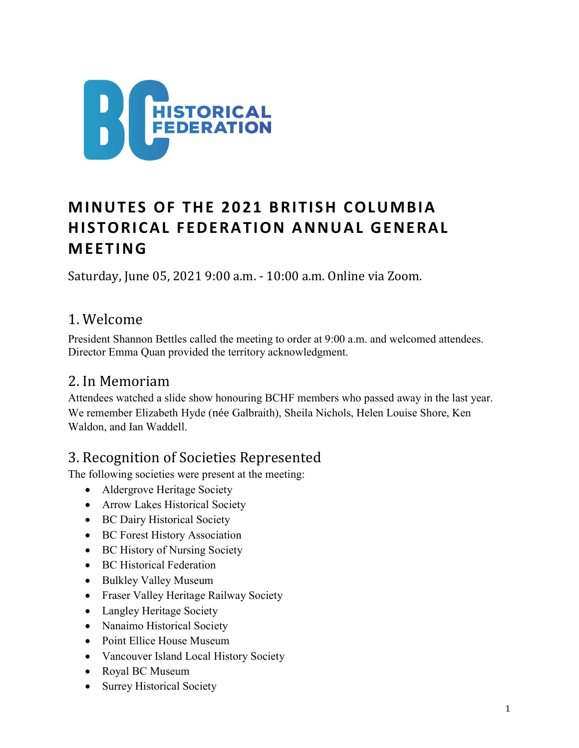# MINUTES OF THE 2021 BRITISH COLUMBIA HISTORICAL FEDERATION ANNUAL GENERAL MEETING

Saturday, June 05, 2021 9:00 a.m. - 10:00 a.m. Online via Zoom.

## 1. Welcome

President Shannon Bettles called the meeting to order at 9:00 a.m. and welcomed attendees. Director Emma Quan provided the territory acknowledgment.

## 2. In Memoriam

Attendees watched a slide show honouring BCHF members who passed away in the last year. We remember Elizabeth Hyde (née Galbraith), Sheila Nichols, Helen Louise Shore, Ken Waldon, and Ian Waddell.

## 3. Recognition of Societies Represented

The following societies were present at the meeting:

- Aldergrove Heritage Society
- Arrow Lakes Historical Society
- BC Dairy Historical Society
- BC Forest History Association
- BC History of Nursing Society
- BC Historical Federation
- Bulkley Valley Museum
- Fraser Valley Heritage Railway Society
- Langley Heritage Society
- Nanaimo Historical Society
- Point Ellice House Museum
- Vancouver Island Local History Society
- Royal BC Museum
- Surrey Historical Society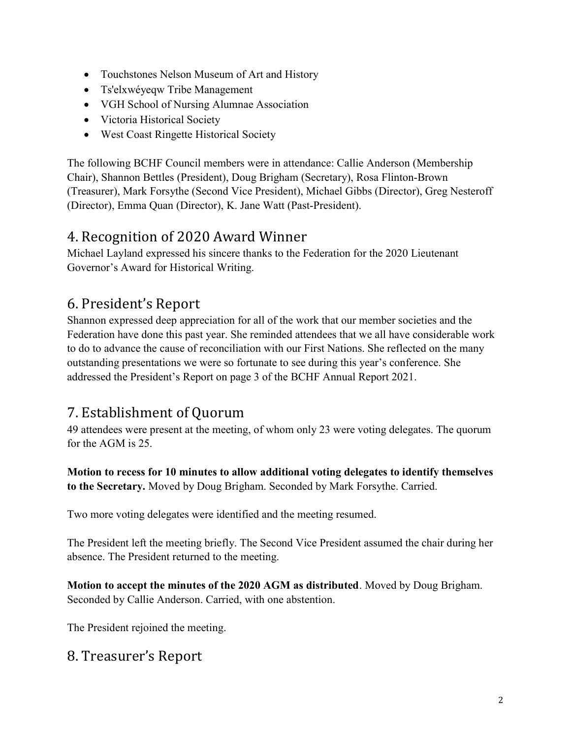- Touchstones Nelson Museum of Art and History
- Ts'elxwéyeqw Tribe Management
- VGH School of Nursing Alumnae Association
- Victoria Historical Society
- West Coast Ringette Historical Society

The following BCHF Council members were in attendance: Callie Anderson (Membership Chair), Shannon Bettles (President), Doug Brigham (Secretary), Rosa Flinton-Brown (Treasurer), Mark Forsythe (Second Vice President), Michael Gibbs (Director), Greg Nesteroff (Director), Emma Quan (Director), K. Jane Watt (Past-President).

## 4. Recognition of 2020 Award Winner

Michael Layland expressed his sincere thanks to the Federation for the 2020 Lieutenant Governor's Award for Historical Writing.

## 6. President's Report

Shannon expressed deep appreciation for all of the work that our member societies and the Federation have done this past year. She reminded attendees that we all have considerable work to do to advance the cause of reconciliation with our First Nations. She reflected on the many outstanding presentations we were so fortunate to see during this year's conference. She addressed the President's Report on page 3 of the BCHF Annual Report 2021.

## 7. Establishment of Quorum

49 attendees were present at the meeting, of whom only 23 were voting delegates. The quorum for the AGM is 25.

**Motion to recess for 10 minutes to allow additional voting delegates to identify themselves to the Secretary.** Moved by Doug Brigham. Seconded by Mark Forsythe. Carried.

Two more voting delegates were identified and the meeting resumed.

The President left the meeting briefly. The Second Vice President assumed the chair during her absence. The President returned to the meeting.

**Motion to accept the minutes of the 2020 AGM as distributed**. Moved by Doug Brigham. Seconded by Callie Anderson. Carried, with one abstention.

The President rejoined the meeting.

## 8. Treasurer's Report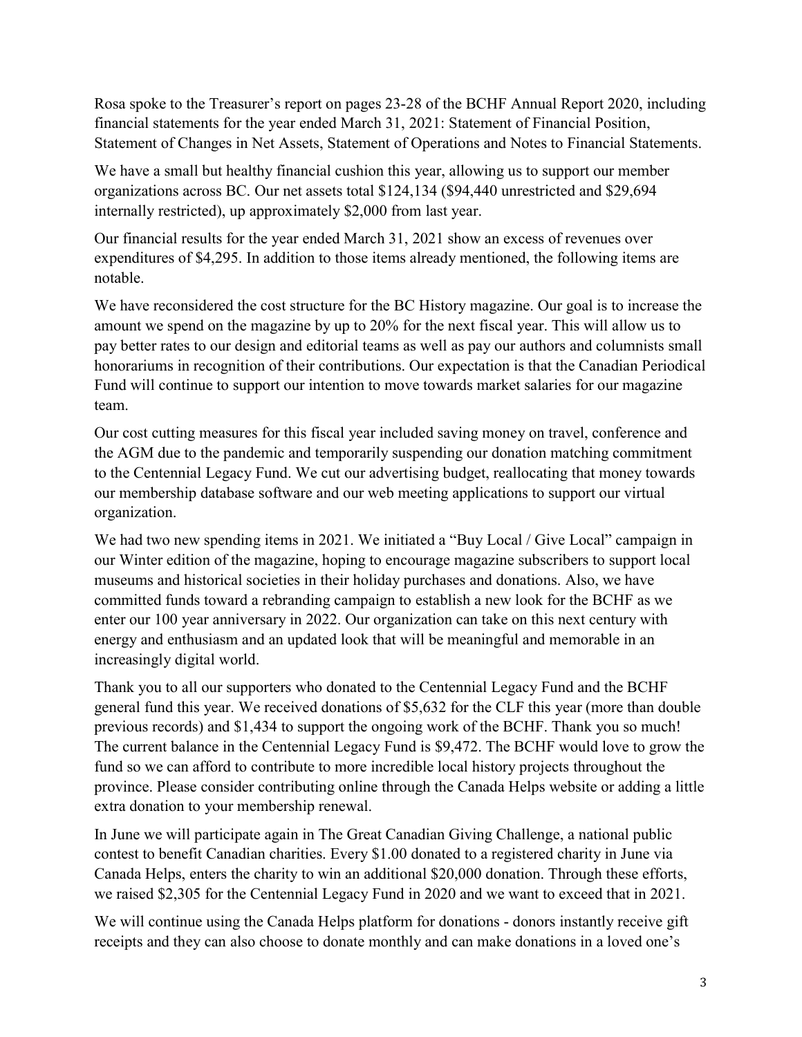Rosa spoke to the Treasurer's report on pages 23-28 of the BCHF Annual Report 2020, including financial statements for the year ended March 31, 2021: Statement of Financial Position, Statement of Changes in Net Assets, Statement of Operations and Notes to Financial Statements.

We have a small but healthy financial cushion this year, allowing us to support our member organizations across BC. Our net assets total $124,134 ($94,440 unrestricted and $29,694 internally restricted), up approximately $2,000 from last year.

Our financial results for the year ended March 31, 2021 show an excess of revenues over expenditures of $4,295. In addition to those items already mentioned, the following items are notable.

We have reconsidered the cost structure for the BC History magazine. Our goal is to increase the amount we spend on the magazine by up to 20% for the next fiscal year. This will allow us to pay better rates to our design and editorial teams as well as pay our authors and columnists small honorariums in recognition of their contributions. Our expectation is that the Canadian Periodical Fund will continue to support our intention to move towards market salaries for our magazine team.

Our cost cutting measures for this fiscal year included saving money on travel, conference and the AGM due to the pandemic and temporarily suspending our donation matching commitment to the Centennial Legacy Fund. We cut our advertising budget, reallocating that money towards our membership database software and our web meeting applications to support our virtual organization.

We had two new spending items in 2021. We initiated a "Buy Local / Give Local" campaign in our Winter edition of the magazine, hoping to encourage magazine subscribers to support local museums and historical societies in their holiday purchases and donations. Also, we have committed funds toward a rebranding campaign to establish a new look for the BCHF as we enter our 100 year anniversary in 2022. Our organization can take on this next century with energy and enthusiasm and an updated look that will be meaningful and memorable in an increasingly digital world.

Thank you to all our supporters who donated to the Centennial Legacy Fund and the BCHF general fund this year. We received donations of $5,632 for the CLF this year (more than double previous records) and $1,434 to support the ongoing work of the BCHF. Thank you so much! The current balance in the Centennial Legacy Fund is $9,472. The BCHF would love to grow the fund so we can afford to contribute to more incredible local history projects throughout the province. Please consider contributing online through the Canada Helps website or adding a little extra donation to your membership renewal.

In June we will participate again in The Great Canadian Giving Challenge, a national public contest to benefit Canadian charities. Every $1.00 donated to a registered charity in June via Canada Helps, enters the charity to win an additional $20,000 donation. Through these efforts, we raised $2,305 for the Centennial Legacy Fund in 2020 and we want to exceed that in 2021.

We will continue using the Canada Helps platform for donations - donors instantly receive gift receipts and they can also choose to donate monthly and can make donations in a loved one's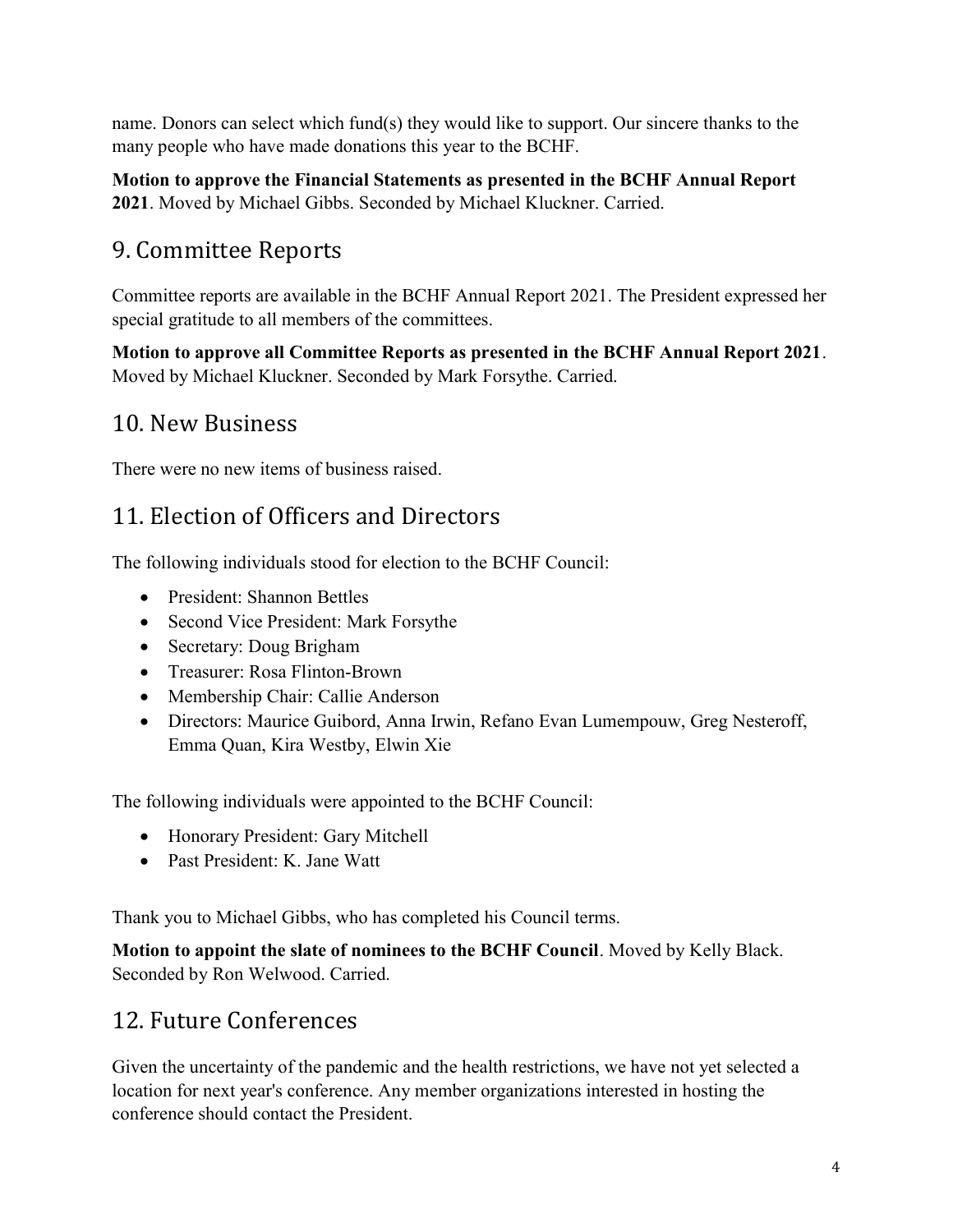name. Donors can select which fund(s) they would like to support. Our sincere thanks to the many people who have made donations this year to the BCHF.

**Motion to approve the Financial Statements as presented in the BCHF Annual Report 2021**. Moved by Michael Gibbs. Seconded by Michael Kluckner. Carried.

## 9. Committee Reports

Committee reports are available in the BCHF Annual Report 2021. The President expressed her special gratitude to all members of the committees.

**Motion to approve all Committee Reports as presented in the BCHF Annual Report 2021**. Moved by Michael Kluckner. Seconded by Mark Forsythe. Carried.

## 10. New Business

There were no new items of business raised.

## 11. Election of Officers and Directors

The following individuals stood for election to the BCHF Council:

- President: Shannon Bettles
- Second Vice President: Mark Forsythe
- Secretary: Doug Brigham
- Treasurer: Rosa Flinton-Brown
- Membership Chair: Callie Anderson
- Directors: Maurice Guibord, Anna Irwin, Refano Evan Lumempouw, Greg Nesteroff, Emma Quan, Kira Westby, Elwin Xie

The following individuals were appointed to the BCHF Council:

- Honorary President: Gary Mitchell
- Past President: K. Jane Watt

Thank you to Michael Gibbs, who has completed his Council terms.

**Motion to appoint the slate of nominees to the BCHF Council**. Moved by Kelly Black. Seconded by Ron Welwood. Carried.

## 12. Future Conferences

Given the uncertainty of the pandemic and the health restrictions, we have not yet selected a location for next year's conference. Any member organizations interested in hosting the conference should contact the President.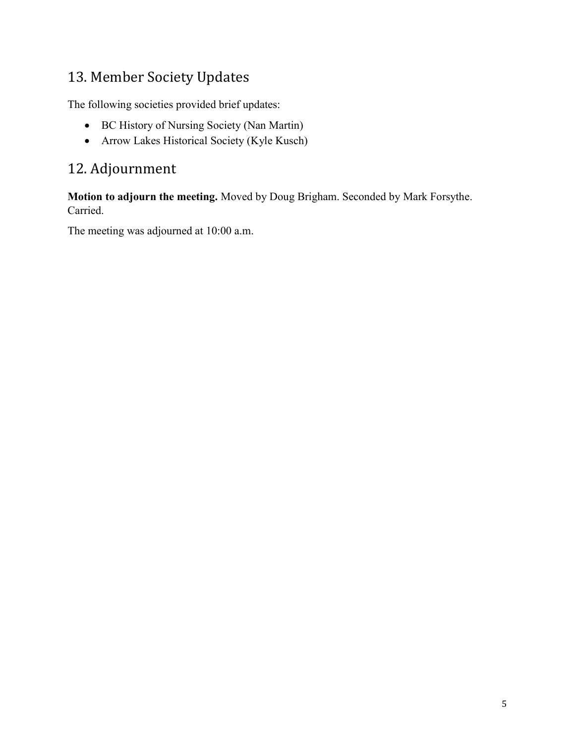## 13. Member Society Updates

The following societies provided brief updates:

- BC History of Nursing Society (Nan Martin)
- Arrow Lakes Historical Society (Kyle Kusch)

## 12. Adjournment

**Motion to adjourn the meeting.** Moved by Doug Brigham. Seconded by Mark Forsythe. Carried.

The meeting was adjourned at 10:00 a.m.